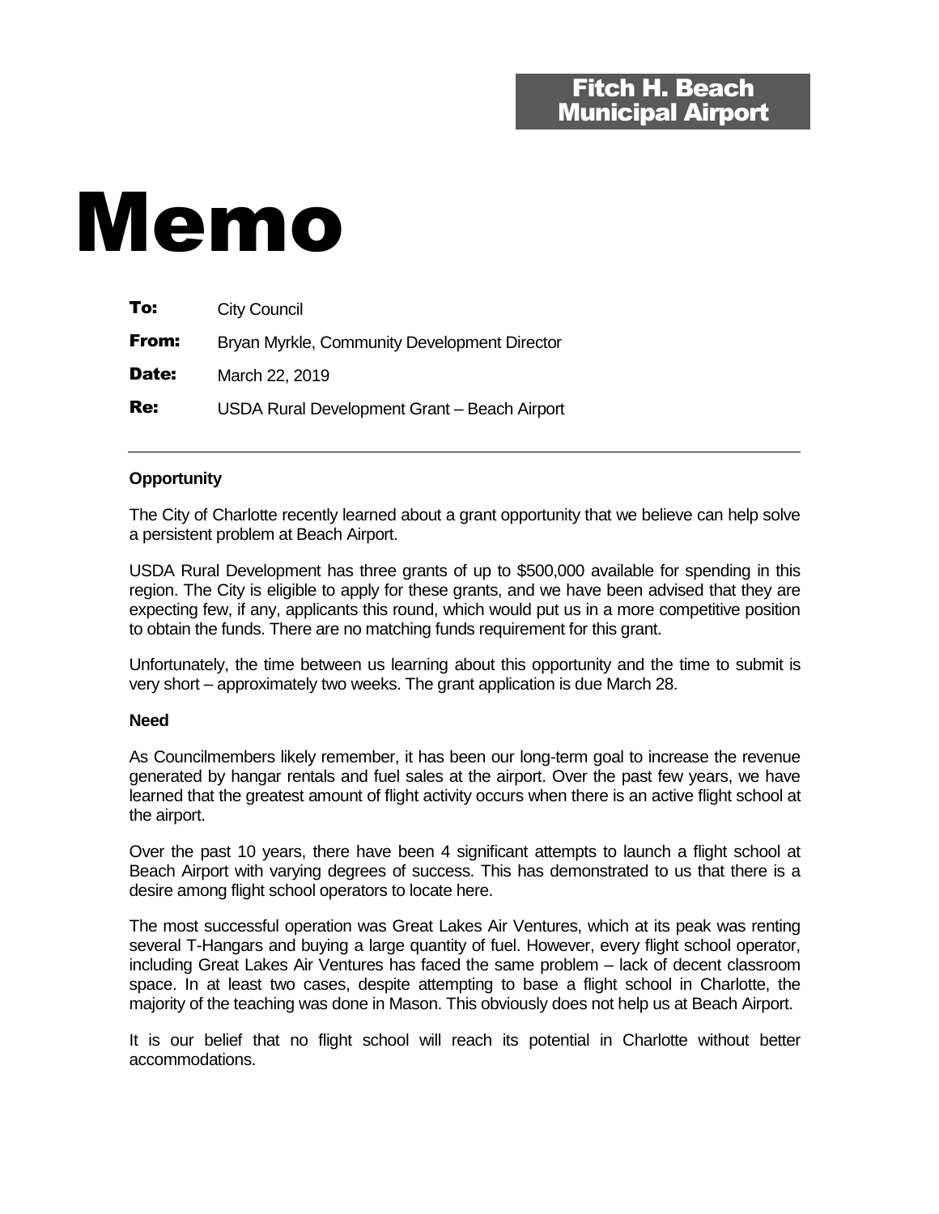Fitch H. Beach Municipal Airport

# Memo

**To:** City Council

**From:** Bryan Myrkle, Community Development Director

**Date:** March 22, 2019

**Re:** USDA Rural Development Grant – Beach Airport

---

### Opportunity

The City of Charlotte recently learned about a grant opportunity that we believe can help solve a persistent problem at Beach Airport.

USDA Rural Development has three grants of up to $500,000 available for spending in this region. The City is eligible to apply for these grants, and we have been advised that they are expecting few, if any, applicants this round, which would put us in a more competitive position to obtain the funds. There are no matching funds requirement for this grant.

Unfortunately, the time between us learning about this opportunity and the time to submit is very short – approximately two weeks. The grant application is due March 28.

### Need

As Councilmembers likely remember, it has been our long-term goal to increase the revenue generated by hangar rentals and fuel sales at the airport. Over the past few years, we have learned that the greatest amount of flight activity occurs when there is an active flight school at the airport.

Over the past 10 years, there have been 4 significant attempts to launch a flight school at Beach Airport with varying degrees of success. This has demonstrated to us that there is a desire among flight school operators to locate here.

The most successful operation was Great Lakes Air Ventures, which at its peak was renting several T-Hangars and buying a large quantity of fuel. However, every flight school operator, including Great Lakes Air Ventures has faced the same problem – lack of decent classroom space. In at least two cases, despite attempting to base a flight school in Charlotte, the majority of the teaching was done in Mason. This obviously does not help us at Beach Airport.

It is our belief that no flight school will reach its potential in Charlotte without better accommodations.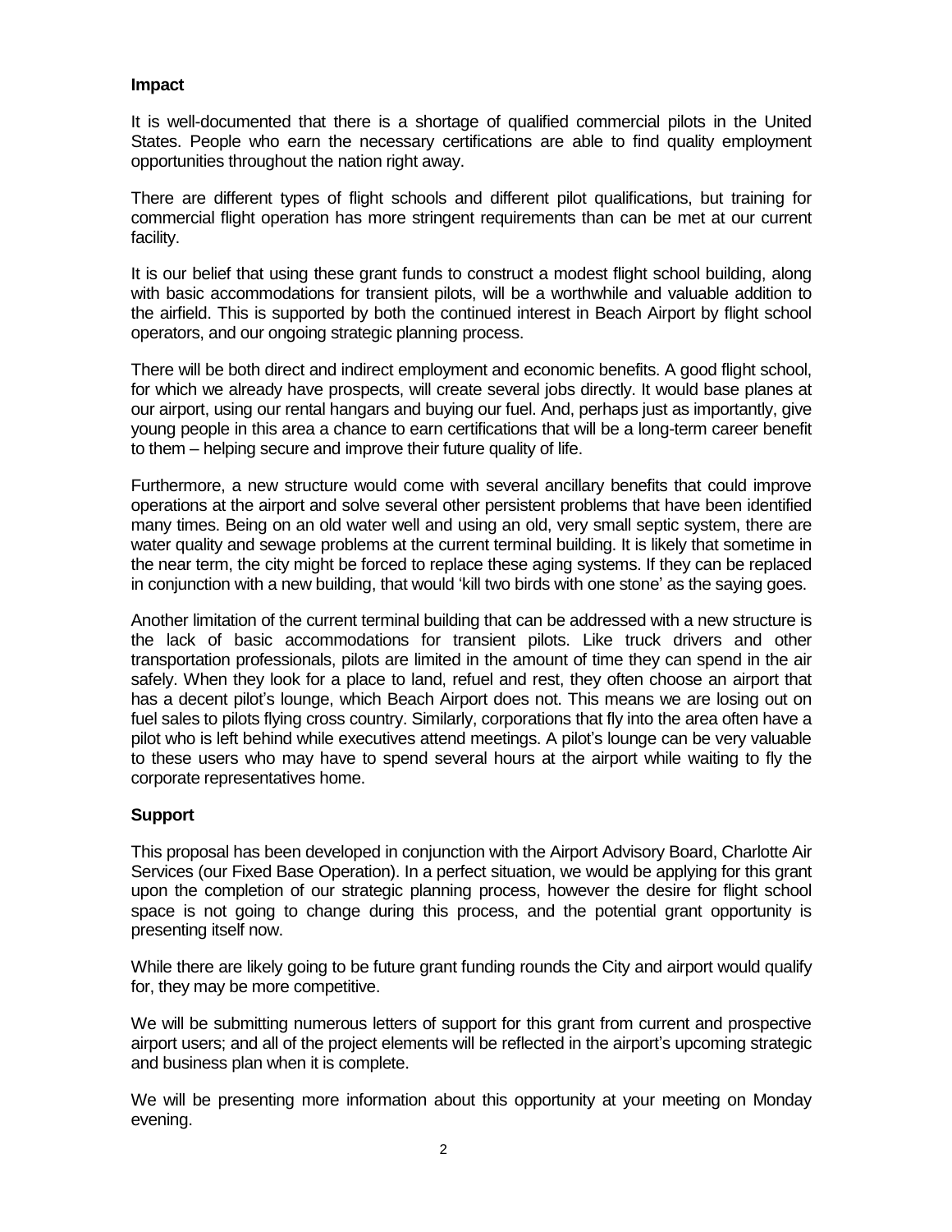**Impact**

It is well-documented that there is a shortage of qualified commercial pilots in the United States. People who earn the necessary certifications are able to find quality employment opportunities throughout the nation right away.

There are different types of flight schools and different pilot qualifications, but training for commercial flight operation has more stringent requirements than can be met at our current facility.

It is our belief that using these grant funds to construct a modest flight school building, along with basic accommodations for transient pilots, will be a worthwhile and valuable addition to the airfield. This is supported by both the continued interest in Beach Airport by flight school operators, and our ongoing strategic planning process.

There will be both direct and indirect employment and economic benefits. A good flight school, for which we already have prospects, will create several jobs directly. It would base planes at our airport, using our rental hangars and buying our fuel. And, perhaps just as importantly, give young people in this area a chance to earn certifications that will be a long-term career benefit to them – helping secure and improve their future quality of life.

Furthermore, a new structure would come with several ancillary benefits that could improve operations at the airport and solve several other persistent problems that have been identified many times. Being on an old water well and using an old, very small septic system, there are water quality and sewage problems at the current terminal building. It is likely that sometime in the near term, the city might be forced to replace these aging systems. If they can be replaced in conjunction with a new building, that would 'kill two birds with one stone' as the saying goes.

Another limitation of the current terminal building that can be addressed with a new structure is the lack of basic accommodations for transient pilots. Like truck drivers and other transportation professionals, pilots are limited in the amount of time they can spend in the air safely. When they look for a place to land, refuel and rest, they often choose an airport that has a decent pilot's lounge, which Beach Airport does not. This means we are losing out on fuel sales to pilots flying cross country. Similarly, corporations that fly into the area often have a pilot who is left behind while executives attend meetings. A pilot's lounge can be very valuable to these users who may have to spend several hours at the airport while waiting to fly the corporate representatives home.

**Support**

This proposal has been developed in conjunction with the Airport Advisory Board, Charlotte Air Services (our Fixed Base Operation). In a perfect situation, we would be applying for this grant upon the completion of our strategic planning process, however the desire for flight school space is not going to change during this process, and the potential grant opportunity is presenting itself now.

While there are likely going to be future grant funding rounds the City and airport would qualify for, they may be more competitive.

We will be submitting numerous letters of support for this grant from current and prospective airport users; and all of the project elements will be reflected in the airport's upcoming strategic and business plan when it is complete.

We will be presenting more information about this opportunity at your meeting on Monday evening.